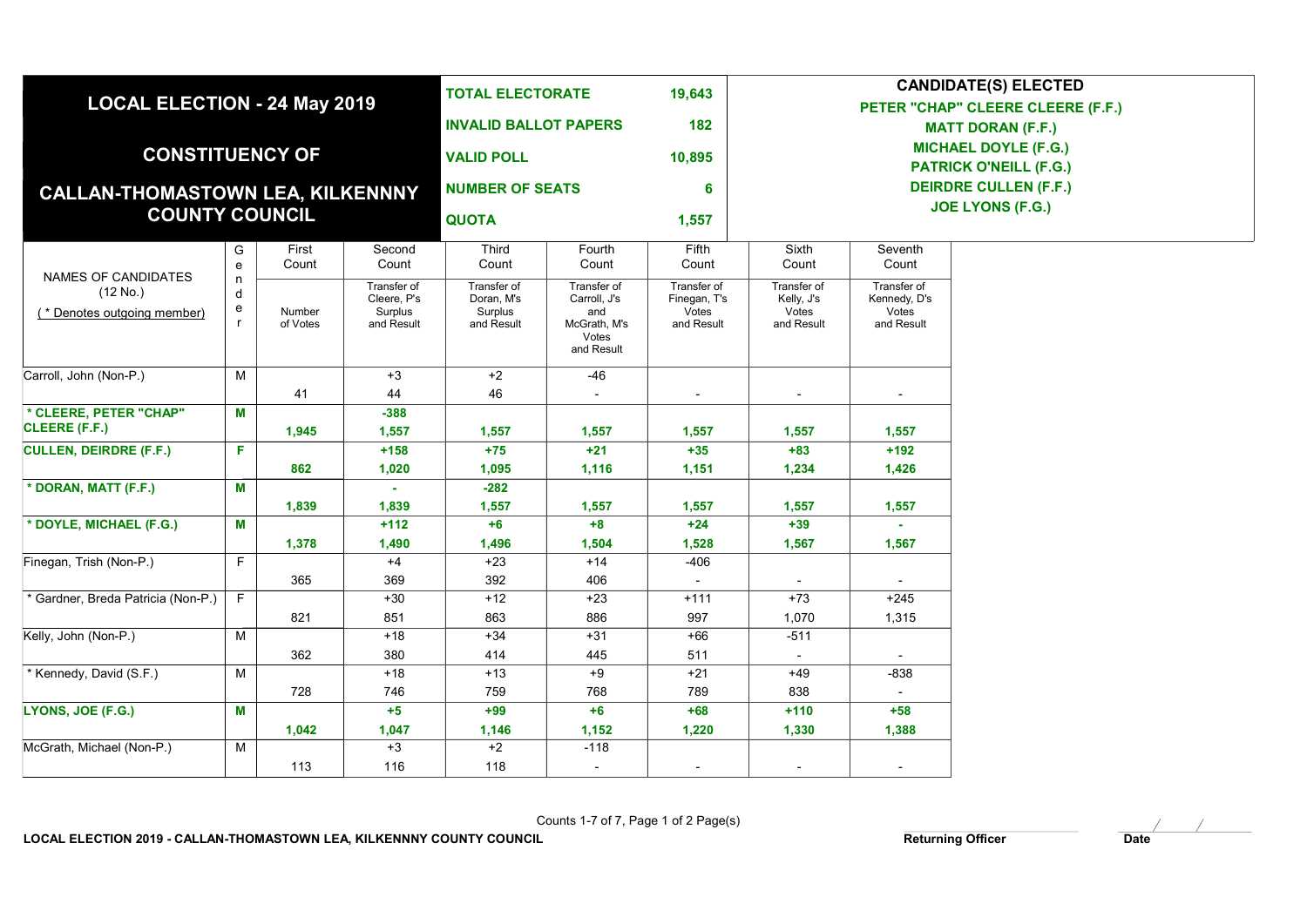# LOCAL ELECTION - 24 May 2019

## CONSTITUENCY OF

## CALLAN-THOMASTOWN LEA, KILKENNNY COUNTY COUNCIL

| | |
|---|---|
| TOTAL ELECTORATE | 19,643 |
| INVALID BALLOT PAPERS | 182 |
| VALID POLL | 10,895 |
| NUMBER OF SEATS | 6 |
| QUOTA | 1,557 |

**CANDIDATE(S) ELECTED**

- PETER "CHAP" CLEERE CLEERE (F.F.)
- MATT DORAN (F.F.)
- MICHAEL DOYLE (F.G.)
- PATRICK O'NEILL (F.G.)
- DEIRDRE CULLEN (F.F.)
- JOE LYONS (F.G.)

| NAMES OF CANDIDATES (12 No.) ( * Denotes outgoing member) | Gender | First Count | Second Count | Third Count | Fourth Count | Fifth Count | Sixth Count | Seventh Count |
|---|---|---|---|---|---|---|---|---|
| | | Number of Votes | Transfer of Cleere, P's Surplus and Result | Transfer of Doran, M's Surplus and Result | Transfer of Carroll, J's and McGrath, M's Votes and Result | Transfer of Finegan, T's Votes and Result | Transfer of Kelly, J's Votes and Result | Transfer of Kennedy, D's Votes and Result |
| Carroll, John (Non-P.) | M | | +3 | +2 | -46 | | | |
| | | 41 | 44 | 46 | - | - | - | - |
| **\* CLEERE, PETER "CHAP" CLEERE (F.F.)** | **M** | | **-388** | | | | | |
| | | **1,945** | **1,557** | **1,557** | **1,557** | **1,557** | **1,557** | **1,557** |
| **CULLEN, DEIRDRE (F.F.)** | **F** | | **+158** | **+75** | **+21** | **+35** | **+83** | **+192** |
| | | **862** | **1,020** | **1,095** | **1,116** | **1,151** | **1,234** | **1,426** |
| **\* DORAN, MATT (F.F.)** | **M** | | **-** | **-282** | | | | |
| | | **1,839** | **1,839** | **1,557** | **1,557** | **1,557** | **1,557** | **1,557** |
| **\* DOYLE, MICHAEL (F.G.)** | **M** | | **+112** | **+6** | **+8** | **+24** | **+39** | **-** |
| | | **1,378** | **1,490** | **1,496** | **1,504** | **1,528** | **1,567** | **1,567** |
| Finegan, Trish (Non-P.) | F | | +4 | +23 | +14 | -406 | | |
| | | 365 | 369 | 392 | 406 | - | - | - |
| \* Gardner, Breda Patricia (Non-P.) | F | | +30 | +12 | +23 | +111 | +73 | +245 |
| | | 821 | 851 | 863 | 886 | 997 | 1,070 | 1,315 |
| Kelly, John (Non-P.) | M | | +18 | +34 | +31 | +66 | -511 | |
| | | 362 | 380 | 414 | 445 | 511 | - | - |
| \* Kennedy, David (S.F.) | M | | +18 | +13 | +9 | +21 | +49 | -838 |
| | | 728 | 746 | 759 | 768 | 789 | 838 | - |
| **LYONS, JOE (F.G.)** | **M** | | **+5** | **+99** | **+6** | **+68** | **+110** | **+58** |
| | | **1,042** | **1,047** | **1,146** | **1,152** | **1,220** | **1,330** | **1,388** |
| McGrath, Michael (Non-P.) | M | | +3 | +2 | -118 | | | |
| | | 113 | 116 | 118 | - | - | - | - |

Counts 1-7 of 7

LOCAL ELECTION 2019 - CALLAN-THOMASTOWN LEA, KILKENNNY COUNTY COUNCIL

Returning Officer ____________ Date ___/___/___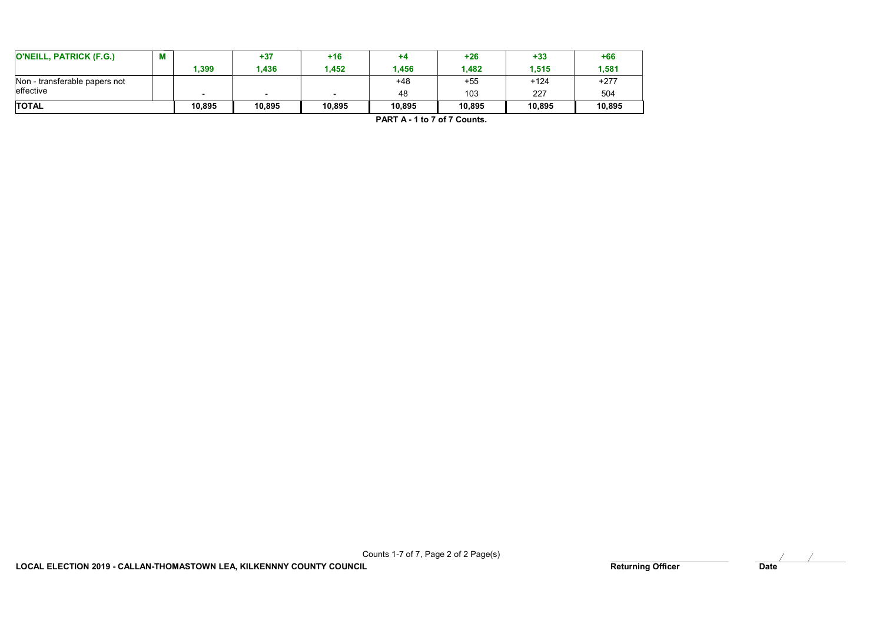| | | | | | | | | |
|---|---|---|---|---|---|---|---|---|
| **O'NEILL, PATRICK (F.G.)** | **M** | | **+37** | **+16** | **+4** | **+26** | **+33** | **+66** |
| | | **1,399** | **1,436** | **1,452** | **1,456** | **1,482** | **1,515** | **1,581** |
| Non - transferable papers not effective | | | | | +48 | +55 | +124 | +277 |
| | | - | - | - | 48 | 103 | 227 | 504 |
| **TOTAL** | | **10,895** | **10,895** | **10,895** | **10,895** | **10,895** | **10,895** | **10,895** |

**PART A - 1 to 7 of 7 Counts.**

Counts 1-7 of 7, Page 2 of 2 Page(s)

**LOCAL ELECTION 2019 - CALLAN-THOMASTOWN LEA, KILKENNNY COUNTY COUNCIL**

**Returning Officer**

**Date** / /